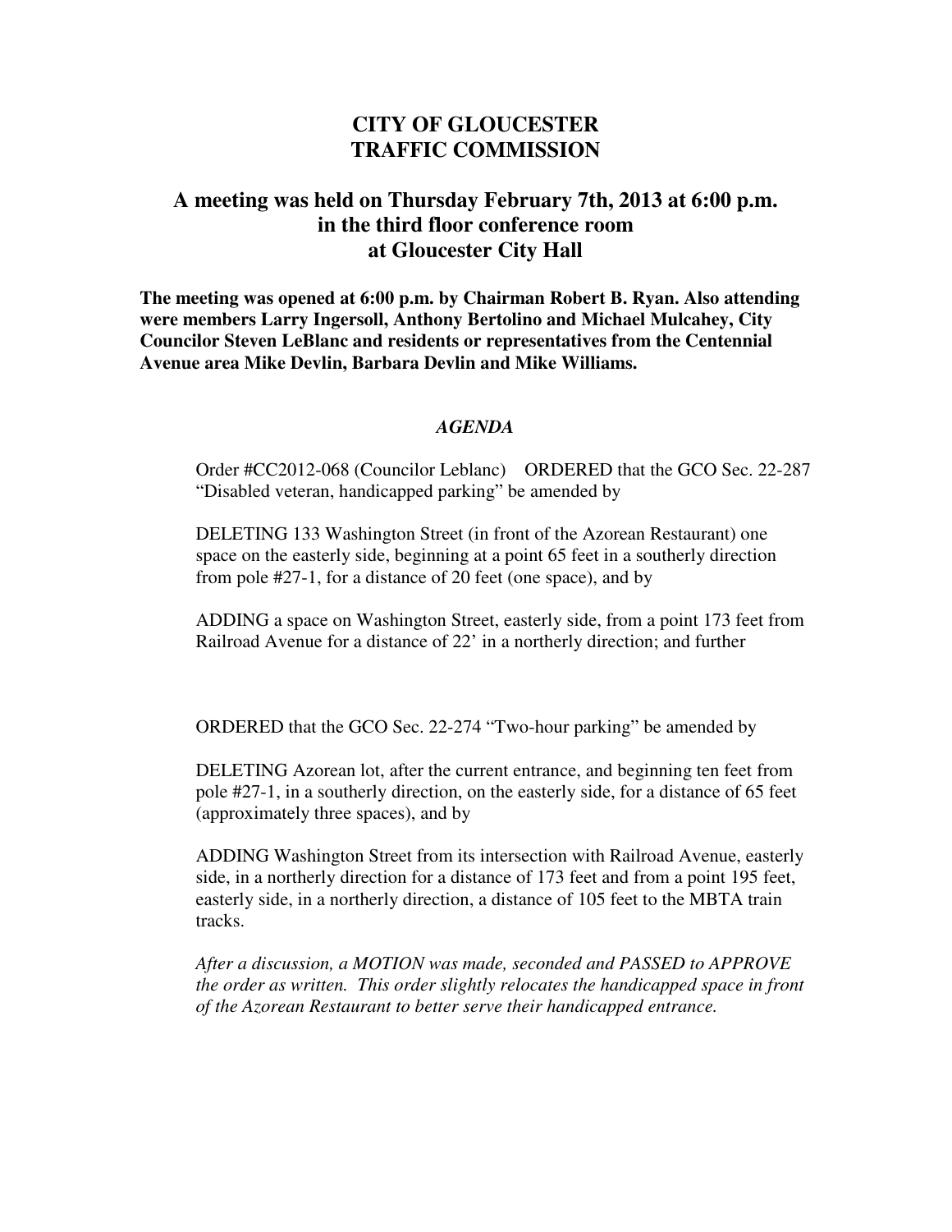# CITY OF GLOUCESTER
# TRAFFIC COMMISSION

## A meeting was held on Thursday February 7th, 2013 at 6:00 p.m. in the third floor conference room at Gloucester City Hall

**The meeting was opened at 6:00 p.m. by Chairman Robert B. Ryan. Also attending were members Larry Ingersoll, Anthony Bertolino and Michael Mulcahey, City Councilor Steven LeBlanc and residents or representatives from the Centennial Avenue area Mike Devlin, Barbara Devlin and Mike Williams.**

### *AGENDA*

Order #CC2012-068 (Councilor Leblanc) ORDERED that the GCO Sec. 22-287 "Disabled veteran, handicapped parking" be amended by

DELETING 133 Washington Street (in front of the Azorean Restaurant) one space on the easterly side, beginning at a point 65 feet in a southerly direction from pole #27-1, for a distance of 20 feet (one space), and by

ADDING a space on Washington Street, easterly side, from a point 173 feet from Railroad Avenue for a distance of 22' in a northerly direction; and further

ORDERED that the GCO Sec. 22-274 "Two-hour parking" be amended by

DELETING Azorean lot, after the current entrance, and beginning ten feet from pole #27-1, in a southerly direction, on the easterly side, for a distance of 65 feet (approximately three spaces), and by

ADDING Washington Street from its intersection with Railroad Avenue, easterly side, in a northerly direction for a distance of 173 feet and from a point 195 feet, easterly side, in a northerly direction, a distance of 105 feet to the MBTA train tracks.

*After a discussion, a MOTION was made, seconded and PASSED to APPROVE the order as written. This order slightly relocates the handicapped space in front of the Azorean Restaurant to better serve their handicapped entrance.*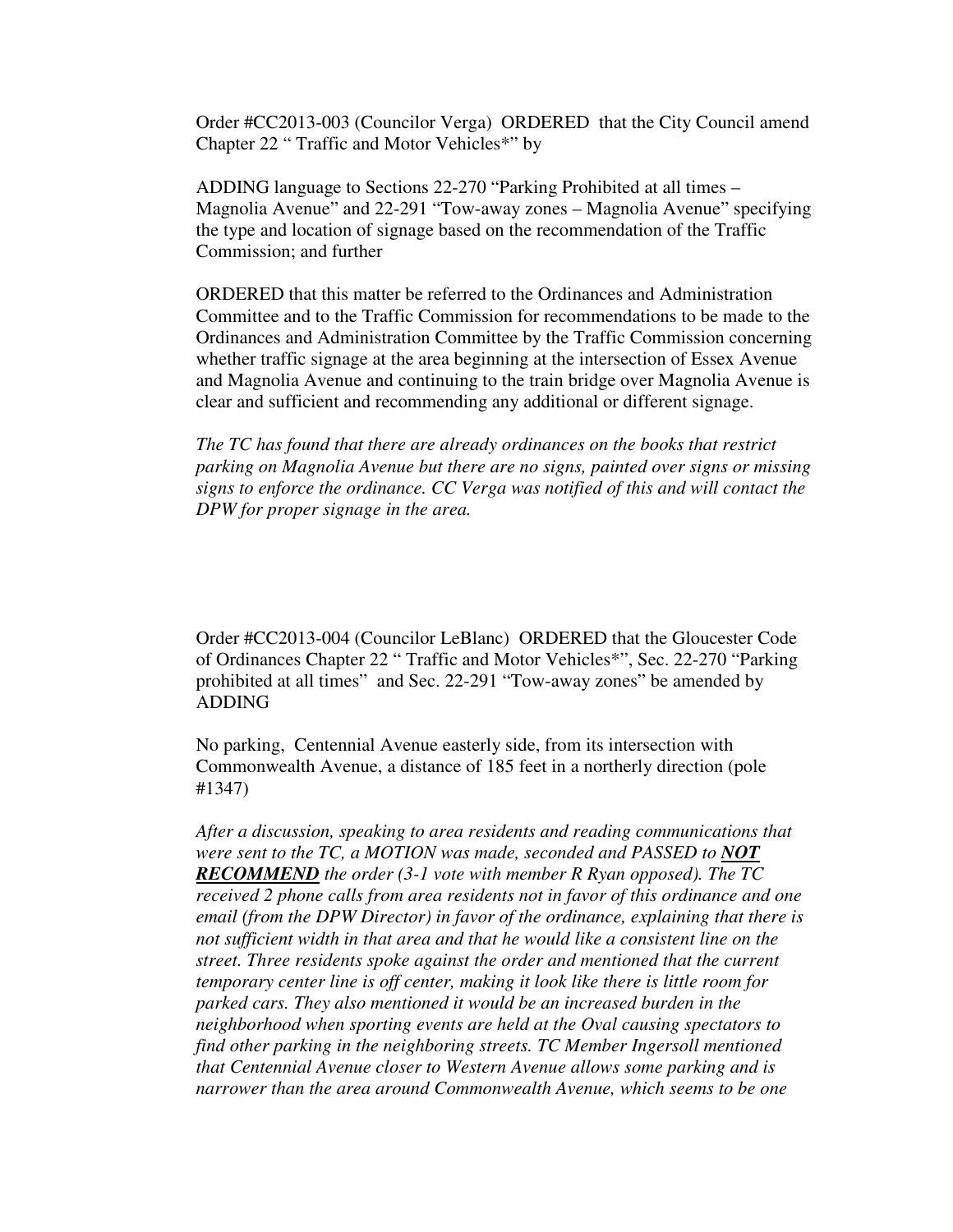Order #CC2013-003 (Councilor Verga) ORDERED that the City Council amend Chapter 22 " Traffic and Motor Vehicles*" by

ADDING language to Sections 22-270 "Parking Prohibited at all times – Magnolia Avenue" and 22-291 "Tow-away zones – Magnolia Avenue" specifying the type and location of signage based on the recommendation of the Traffic Commission; and further

ORDERED that this matter be referred to the Ordinances and Administration Committee and to the Traffic Commission for recommendations to be made to the Ordinances and Administration Committee by the Traffic Commission concerning whether traffic signage at the area beginning at the intersection of Essex Avenue and Magnolia Avenue and continuing to the train bridge over Magnolia Avenue is clear and sufficient and recommending any additional or different signage.

*The TC has found that there are already ordinances on the books that restrict parking on Magnolia Avenue but there are no signs, painted over signs or missing signs to enforce the ordinance. CC Verga was notified of this and will contact the DPW for proper signage in the area.*

Order #CC2013-004 (Councilor LeBlanc) ORDERED that the Gloucester Code of Ordinances Chapter 22 " Traffic and Motor Vehicles*", Sec. 22-270 "Parking prohibited at all times" and Sec. 22-291 "Tow-away zones" be amended by ADDING

No parking, Centennial Avenue easterly side, from its intersection with Commonwealth Avenue, a distance of 185 feet in a northerly direction (pole #1347)

*After a discussion, speaking to area residents and reading communications that were sent to the TC, a MOTION was made, seconded and PASSED to* ***<u>NOT RECOMMEND</u>*** *the order (3-1 vote with member R Ryan opposed). The TC received 2 phone calls from area residents not in favor of this ordinance and one email (from the DPW Director) in favor of the ordinance, explaining that there is not sufficient width in that area and that he would like a consistent line on the street. Three residents spoke against the order and mentioned that the current temporary center line is off center, making it look like there is little room for parked cars. They also mentioned it would be an increased burden in the neighborhood when sporting events are held at the Oval causing spectators to find other parking in the neighboring streets. TC Member Ingersoll mentioned that Centennial Avenue closer to Western Avenue allows some parking and is narrower than the area around Commonwealth Avenue, which seems to be one*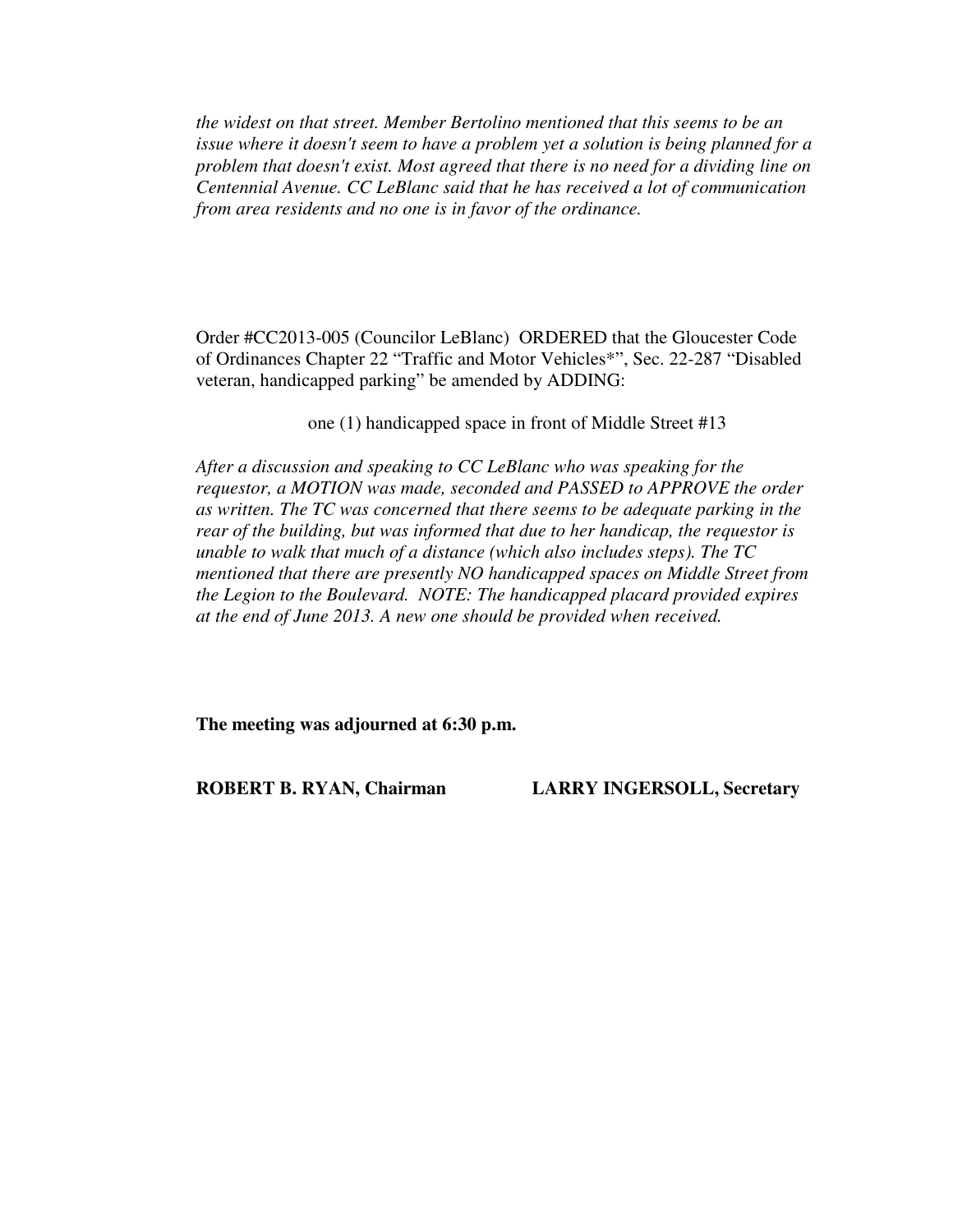*the widest on that street. Member Bertolino mentioned that this seems to be an issue where it doesn't seem to have a problem yet a solution is being planned for a problem that doesn't exist. Most agreed that there is no need for a dividing line on Centennial Avenue. CC LeBlanc said that he has received a lot of communication from area residents and no one is in favor of the ordinance.*

Order #CC2013-005 (Councilor LeBlanc) ORDERED that the Gloucester Code of Ordinances Chapter 22 "Traffic and Motor Vehicles*", Sec. 22-287 "Disabled veteran, handicapped parking" be amended by ADDING:

one (1) handicapped space in front of Middle Street #13

*After a discussion and speaking to CC LeBlanc who was speaking for the requestor, a MOTION was made, seconded and PASSED to APPROVE the order as written. The TC was concerned that there seems to be adequate parking in the rear of the building, but was informed that due to her handicap, the requestor is unable to walk that much of a distance (which also includes steps). The TC mentioned that there are presently NO handicapped spaces on Middle Street from the Legion to the Boulevard. NOTE: The handicapped placard provided expires at the end of June 2013. A new one should be provided when received.*

**The meeting was adjourned at 6:30 p.m.**

**ROBERT B. RYAN, Chairman** **LARRY INGERSOLL, Secretary**